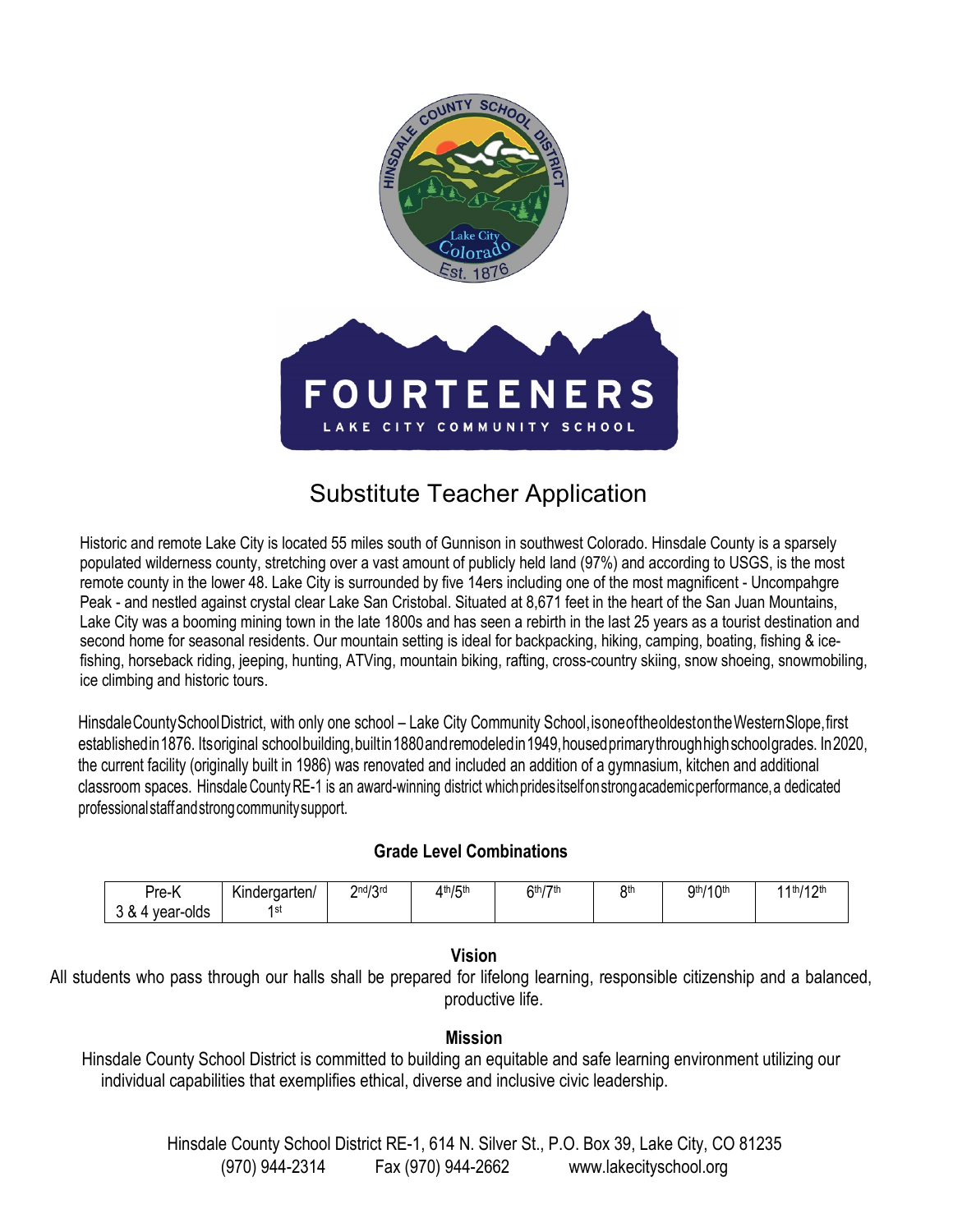# Substitute Teacher Application

Historic and remote Lake City is located 55 miles south of Gunnison in southwest Colorado. Hinsdale County is a sparsely populated wilderness county, stretching over a vast amount of publicly held land (97%) and according to USGS, is the most remote county in the lower 48. Lake City is surrounded by five 14ers including one of the most magnificent - Uncompahgre Peak - and nestled against crystal clear Lake San Cristobal. Situated at 8,671 feet in the heart of the San Juan Mountains, Lake City was a booming mining town in the late 1800s and has seen a rebirth in the last 25 years as a tourist destination and second home for seasonal residents. Our mountain setting is ideal for backpacking, hiking, camping, boating, fishing & ice-fishing, horseback riding, jeeping, hunting, ATVing, mountain biking, rafting, cross-country skiing, snow shoeing, snowmobiling, ice climbing and historic tours.

Hinsdale County School District, with only one school – Lake City Community School, is one of the oldest on the Western Slope, first established in 1876. Its original school building, built in 1880 and remodeled in 1949, housed primary through high school grades. In 2020, the current facility (originally built in 1986) was renovated and included an addition of a gymnasium, kitchen and additional classroom spaces. Hinsdale County RE-1 is an award-winning district which prides itself on strong academic performance, a dedicated professional staff and strong community support.

### Grade Level Combinations

| Pre-K 3 & 4 year-olds | Kindergarten/ 1st | 2nd/3rd | 4th/5th | 6th/7th | 8th | 9th/10th | 11th/12th |
|---|---|---|---|---|---|---|---|

### Vision

All students who pass through our halls shall be prepared for lifelong learning, responsible citizenship and a balanced, productive life.

### Mission

Hinsdale County School District is committed to building an equitable and safe learning environment utilizing our individual capabilities that exemplifies ethical, diverse and inclusive civic leadership.

Hinsdale County School District RE-1, 614 N. Silver St., P.O. Box 39, Lake City, CO 81235
(970) 944-2314 Fax (970) 944-2662 www.lakecityschool.org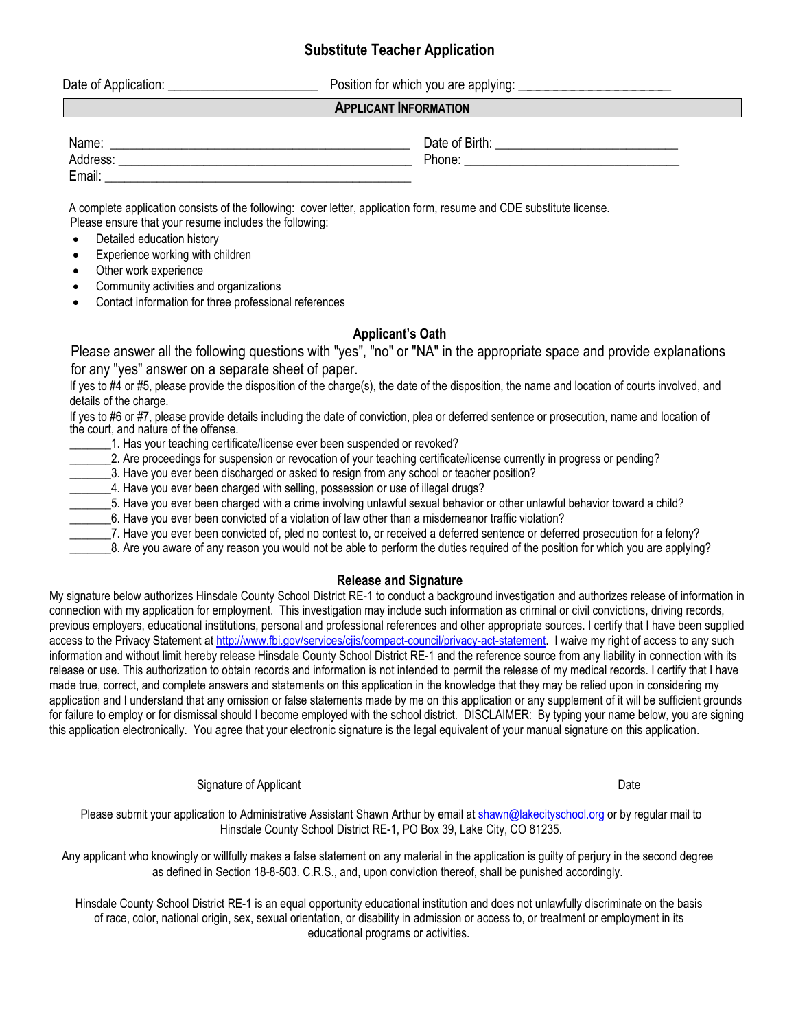# Substitute Teacher Application

Date of Application: ______________________ Position for which you are applying: ____________________

## APPLICANT INFORMATION

Name: ____________________________________________ Date of Birth: ___________________________

Address: __________________________________________ Phone: ________________________________

Email: ____________________________________________

A complete application consists of the following: cover letter, application form, resume and CDE substitute license. Please ensure that your resume includes the following:

- Detailed education history
- Experience working with children
- Other work experience
- Community activities and organizations
- Contact information for three professional references

## Applicant's Oath

Please answer all the following questions with "yes", "no" or "NA" in the appropriate space and provide explanations for any "yes" answer on a separate sheet of paper.

If yes to #4 or #5, please provide the disposition of the charge(s), the date of the disposition, the name and location of courts involved, and details of the charge.

If yes to #6 or #7, please provide details including the date of conviction, plea or deferred sentence or prosecution, name and location of the court, and nature of the offense.

_______1. Has your teaching certificate/license ever been suspended or revoked?
_______2. Are proceedings for suspension or revocation of your teaching certificate/license currently in progress or pending?
_______3. Have you ever been discharged or asked to resign from any school or teacher position?
_______4. Have you ever been charged with selling, possession or use of illegal drugs?
_______5. Have you ever been charged with a crime involving unlawful sexual behavior or other unlawful behavior toward a child?
_______6. Have you ever been convicted of a violation of law other than a misdemeanor traffic violation?
_______7. Have you ever been convicted of, pled no contest to, or received a deferred sentence or deferred prosecution for a felony?
_______8. Are you aware of any reason you would not be able to perform the duties required of the position for which you are applying?

## Release and Signature

My signature below authorizes Hinsdale County School District RE-1 to conduct a background investigation and authorizes release of information in connection with my application for employment. This investigation may include such information as criminal or civil convictions, driving records, previous employers, educational institutions, personal and professional references and other appropriate sources. I certify that I have been supplied access to the Privacy Statement at http://www.fbi.gov/services/cjis/compact-council/privacy-act-statement. I waive my right of access to any such information and without limit hereby release Hinsdale County School District RE-1 and the reference source from any liability in connection with its release or use. This authorization to obtain records and information is not intended to permit the release of my medical records. I certify that I have made true, correct, and complete answers and statements on this application in the knowledge that they may be relied upon in considering my application and I understand that any omission or false statements made by me on this application or any supplement of it will be sufficient grounds for failure to employ or for dismissal should I become employed with the school district. DISCLAIMER: By typing your name below, you are signing this application electronically. You agree that your electronic signature is the legal equivalent of your manual signature on this application.

______________________________________________ ______________________

Signature of Applicant Date

Please submit your application to Administrative Assistant Shawn Arthur by email at shawn@lakecityschool.org or by regular mail to Hinsdale County School District RE-1, PO Box 39, Lake City, CO 81235.

Any applicant who knowingly or willfully makes a false statement on any material in the application is guilty of perjury in the second degree as defined in Section 18-8-503. C.R.S., and, upon conviction thereof, shall be punished accordingly.

Hinsdale County School District RE-1 is an equal opportunity educational institution and does not unlawfully discriminate on the basis of race, color, national origin, sex, sexual orientation, or disability in admission or access to, or treatment or employment in its educational programs or activities.